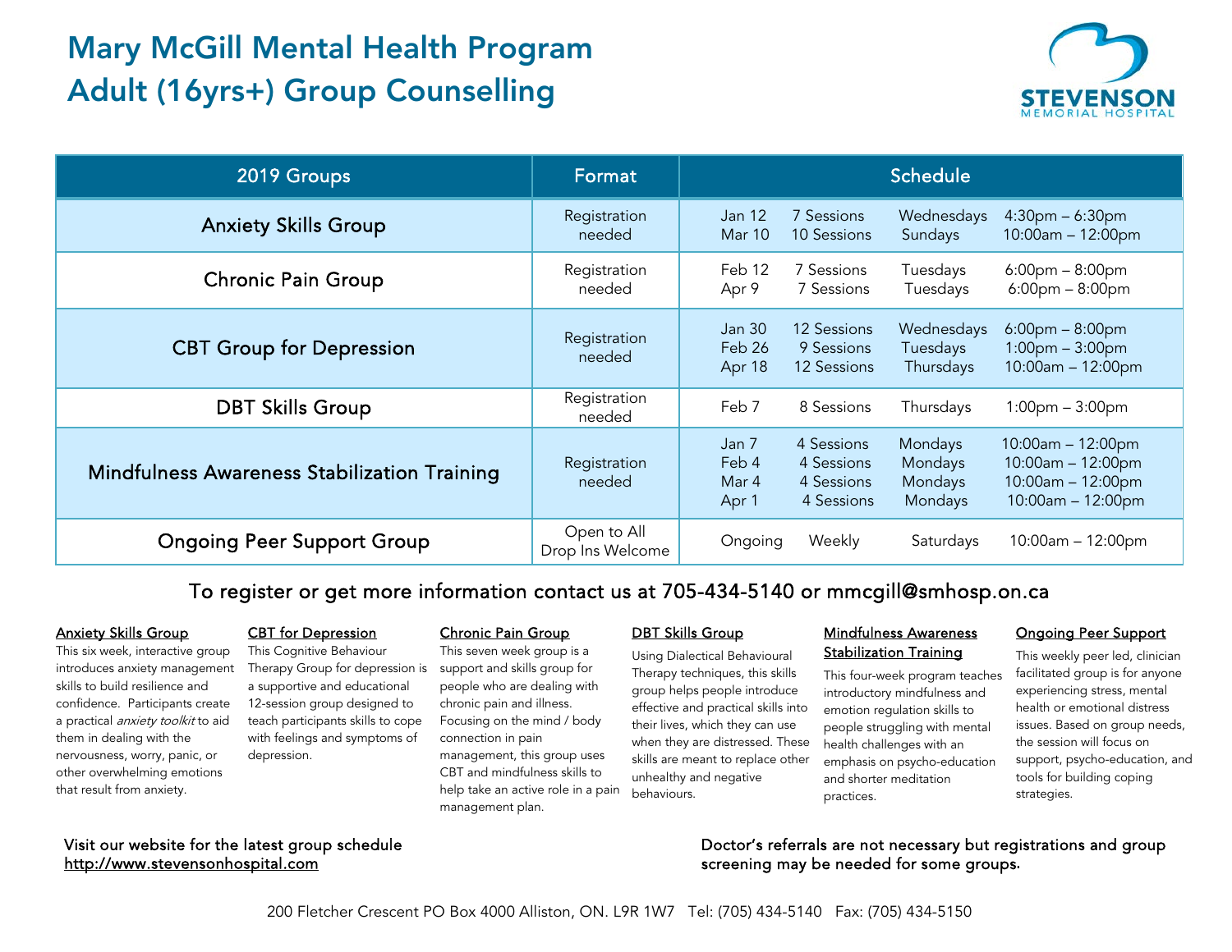# Mary McGill Mental Health Program
# Adult (16yrs+) Group Counselling

STEVENSON MEMORIAL HOSPITAL

| 2019 Groups | Format | Schedule |
|---|---|---|
| Anxiety Skills Group | Registration needed | Jan 12 7 Sessions Wednesdays 4:30pm – 6:30pm<br>Mar 10 10 Sessions Sundays 10:00am – 12:00pm |
| Chronic Pain Group | Registration needed | Feb 12 7 Sessions Tuesdays 6:00pm – 8:00pm<br>Apr 9 7 Sessions Tuesdays 6:00pm – 8:00pm |
| CBT Group for Depression | Registration needed | Jan 30 12 Sessions Wednesdays 6:00pm – 8:00pm<br>Feb 26 9 Sessions Tuesdays 1:00pm – 3:00pm<br>Apr 18 12 Sessions Thursdays 10:00am – 12:00pm |
| DBT Skills Group | Registration needed | Feb 7 8 Sessions Thursdays 1:00pm – 3:00pm |
| Mindfulness Awareness Stabilization Training | Registration needed | Jan 7 4 Sessions Mondays 10:00am – 12:00pm<br>Feb 4 4 Sessions Mondays 10:00am – 12:00pm<br>Mar 4 4 Sessions Mondays 10:00am – 12:00pm<br>Apr 1 4 Sessions Mondays 10:00am – 12:00pm |
| Ongoing Peer Support Group | Open to All<br>Drop Ins Welcome | Ongoing Weekly Saturdays 10:00am – 12:00pm |

**To register or get more information contact us at 705-434-5140 or mmcgill@smhosp.on.ca**

**Anxiety Skills Group**

This six week, interactive group introduces anxiety management skills to build resilience and confidence. Participants create a practical *anxiety toolkit* to aid them in dealing with the nervousness, worry, panic, or other overwhelming emotions that result from anxiety.

**CBT for Depression**

This Cognitive Behaviour Therapy Group for depression is a supportive and educational 12-session group designed to teach participants skills to cope with feelings and symptoms of depression.

**Chronic Pain Group**

This seven week group is a support and skills group for people who are dealing with chronic pain and illness. Focusing on the mind / body connection in pain management, this group uses CBT and mindfulness skills to help take an active role in a pain management plan.

**DBT Skills Group**

Using Dialectical Behavioural Therapy techniques, this skills group helps people introduce effective and practical skills into their lives, which they can use when they are distressed. These skills are meant to replace other unhealthy and negative behaviours.

**Mindfulness Awareness Stabilization Training**

This four-week program teaches introductory mindfulness and emotion regulation skills to people struggling with mental health challenges with an emphasis on psycho-education and shorter meditation practices.

**Ongoing Peer Support**

This weekly peer led, clinician facilitated group is for anyone experiencing stress, mental health or emotional distress issues. Based on group needs, the session will focus on support, psycho-education, and tools for building coping strategies.

Visit our website for the latest group schedule
http://www.stevensonhospital.com

Doctor's referrals are not necessary but registrations and group screening may be needed for some groups.

200 Fletcher Crescent PO Box 4000 Alliston, ON. L9R 1W7 Tel: (705) 434-5140 Fax: (705) 434-5150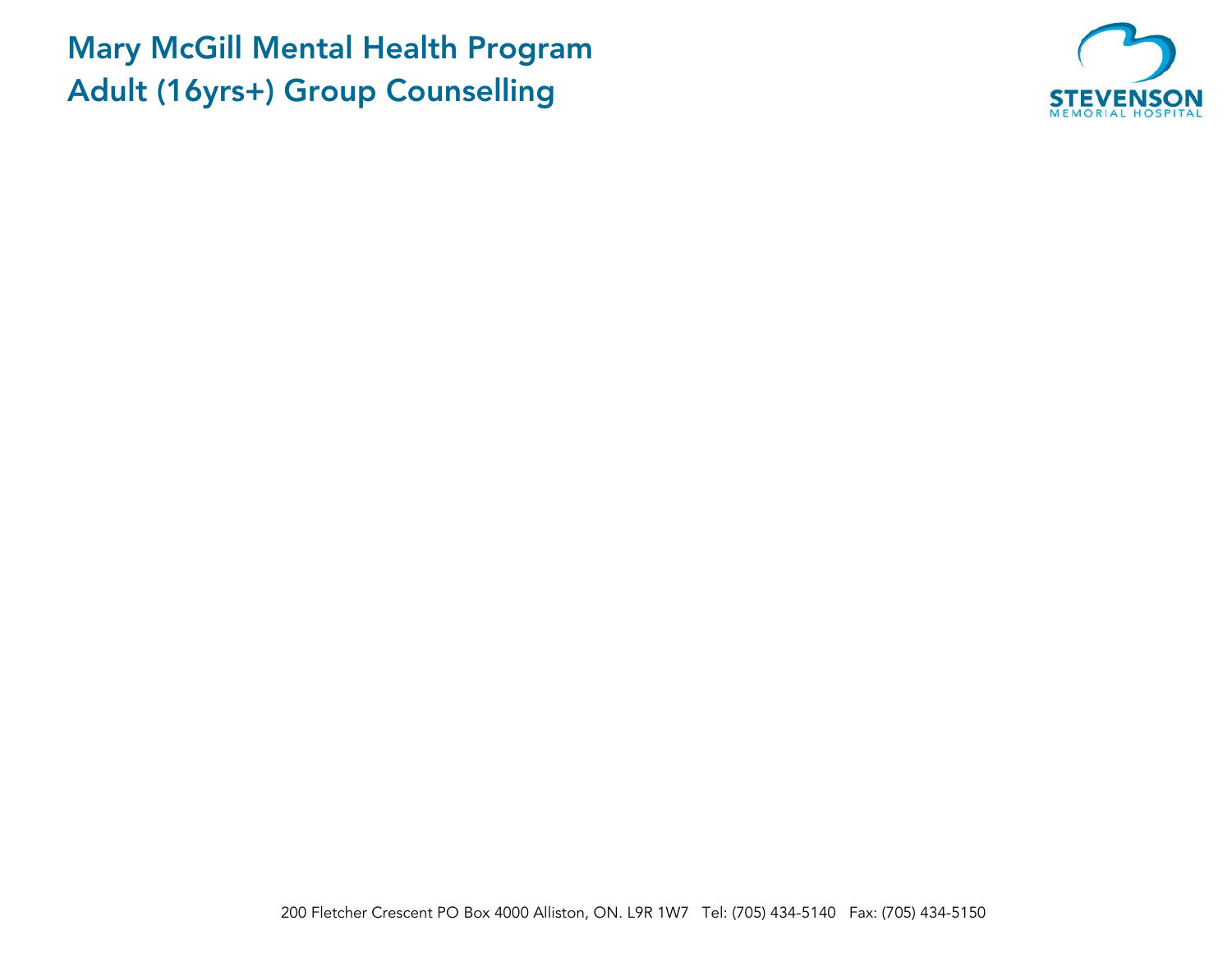# Mary McGill Mental Health Program
# Adult (16yrs+) Group Counselling

STEVENSON MEMORIAL HOSPITAL

200 Fletcher Crescent PO Box 4000 Alliston, ON. L9R 1W7 Tel: (705) 434-5140 Fax: (705) 434-5150